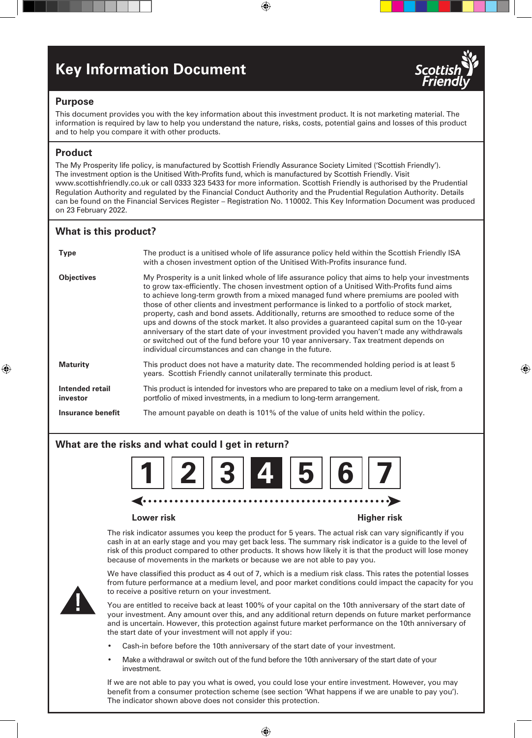# Key Information Document

Scottish Friendly

## Purpose

This document provides you with the key information about this investment product. It is not marketing material. The information is required by law to help you understand the nature, risks, costs, potential gains and losses of this product and to help you compare it with other products.

## Product

The My Prosperity life policy, is manufactured by Scottish Friendly Assurance Society Limited ('Scottish Friendly'). The investment option is the Unitised With-Profits fund, which is manufactured by Scottish Friendly. Visit www.scottishfriendly.co.uk or call 0333 323 5433 for more information. Scottish Friendly is authorised by the Prudential Regulation Authority and regulated by the Financial Conduct Authority and the Prudential Regulation Authority. Details can be found on the Financial Services Register – Registration No. 110002. This Key Information Document was produced on 23 February 2022.

## What is this product?

| | |
|---|---|
| **Type** | The product is a unitised whole of life assurance policy held within the Scottish Friendly ISA with a chosen investment option of the Unitised With-Profits insurance fund. |
| **Objectives** | My Prosperity is a unit linked whole of life assurance policy that aims to help your investments to grow tax-efficiently. The chosen investment option of a Unitised With-Profits fund aims to achieve long-term growth from a mixed managed fund where premiums are pooled with those of other clients and investment performance is linked to a portfolio of stock market, property, cash and bond assets. Additionally, returns are smoothed to reduce some of the ups and downs of the stock market. It also provides a guaranteed capital sum on the 10-year anniversary of the start date of your investment provided you haven't made any withdrawals or switched out of the fund before your 10 year anniversary. Tax treatment depends on individual circumstances and can change in the future. |
| **Maturity** | This product does not have a maturity date. The recommended holding period is at least 5 years. Scottish Friendly cannot unilaterally terminate this product. |
| **Intended retail investor** | This product is intended for investors who are prepared to take on a medium level of risk, from a portfolio of mixed investments, in a medium to long-term arrangement. |
| **Insurance benefit** | The amount payable on death is 101% of the value of units held within the policy. |

## What are the risks and what could I get in return?

1 | 2 | 3 | **4** | 5 | 6 | 7

Lower risk ← → Higher risk

The risk indicator assumes you keep the product for 5 years. The actual risk can vary significantly if you cash in at an early stage and you may get back less. The summary risk indicator is a guide to the level of risk of this product compared to other products. It shows how likely it is that the product will lose money because of movements in the markets or because we are not able to pay you.

We have classified this product as 4 out of 7, which is a medium risk class. This rates the potential losses from future performance at a medium level, and poor market conditions could impact the capacity for you to receive a positive return on your investment.

You are entitled to receive back at least 100% of your capital on the 10th anniversary of the start date of your investment. Any amount over this, and any additional return depends on future market performance and is uncertain. However, this protection against future market performance on the 10th anniversary of the start date of your investment will not apply if you:

- Cash-in before before the 10th anniversary of the start date of your investment.
- Make a withdrawal or switch out of the fund before the 10th anniversary of the start date of your investment.

If we are not able to pay you what is owed, you could lose your entire investment. However, you may benefit from a consumer protection scheme (see section 'What happens if we are unable to pay you'). The indicator shown above does not consider this protection.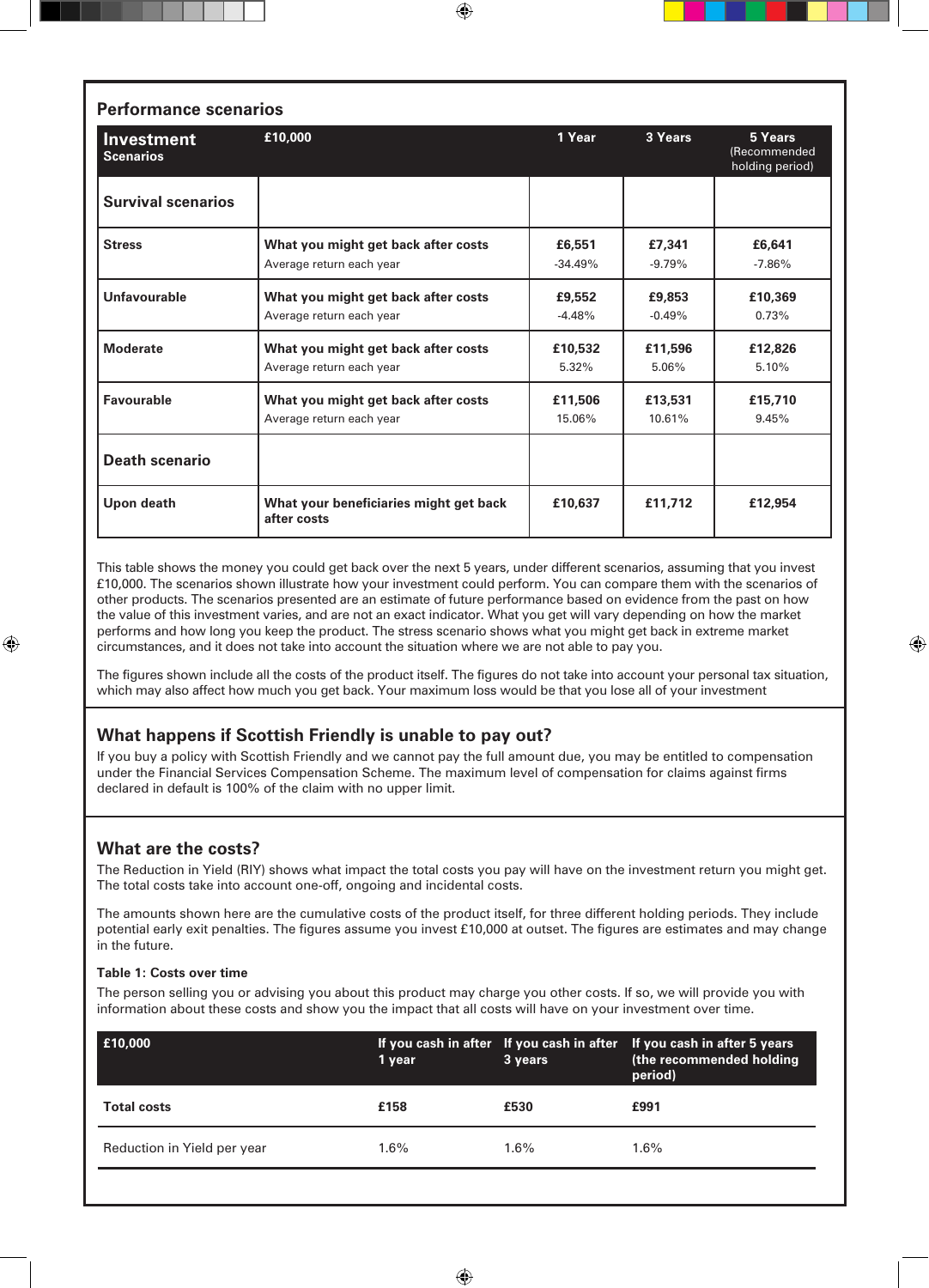## Performance scenarios

| **Investment Scenarios** | £10,000 | 1 Year | 3 Years | 5 Years (Recommended holding period) |
|---|---|---|---|---|
| **Survival scenarios** | | | | |
| **Stress** | **What you might get back after costs** | **£6,551** | **£7,341** | **£6,641** |
| | Average return each year | -34.49% | -9.79% | -7.86% |
| **Unfavourable** | **What you might get back after costs** | **£9,552** | **£9,853** | **£10,369** |
| | Average return each year | -4.48% | -0.49% | 0.73% |
| **Moderate** | **What you might get back after costs** | **£10,532** | **£11,596** | **£12,826** |
| | Average return each year | 5.32% | 5.06% | 5.10% |
| **Favourable** | **What you might get back after costs** | **£11,506** | **£13,531** | **£15,710** |
| | Average return each year | 15.06% | 10.61% | 9.45% |
| **Death scenario** | | | | |
| **Upon death** | **What your beneficiaries might get back after costs** | **£10,637** | **£11,712** | **£12,954** |

This table shows the money you could get back over the next 5 years, under different scenarios, assuming that you invest £10,000. The scenarios shown illustrate how your investment could perform. You can compare them with the scenarios of other products. The scenarios presented are an estimate of future performance based on evidence from the past on how the value of this investment varies, and are not an exact indicator. What you get will vary depending on how the market performs and how long you keep the product. The stress scenario shows what you might get back in extreme market circumstances, and it does not take into account the situation where we are not able to pay you.

The figures shown include all the costs of the product itself. The figures do not take into account your personal tax situation, which may also affect how much you get back. Your maximum loss would be that you lose all of your investment

## What happens if Scottish Friendly is unable to pay out?

If you buy a policy with Scottish Friendly and we cannot pay the full amount due, you may be entitled to compensation under the Financial Services Compensation Scheme. The maximum level of compensation for claims against firms declared in default is 100% of the claim with no upper limit.

## What are the costs?

The Reduction in Yield (RIY) shows what impact the total costs you pay will have on the investment return you might get. The total costs take into account one-off, ongoing and incidental costs.

The amounts shown here are the cumulative costs of the product itself, for three different holding periods. They include potential early exit penalties. The figures assume you invest £10,000 at outset. The figures are estimates and may change in the future.

**Table 1: Costs over time**

The person selling you or advising you about this product may charge you other costs. If so, we will provide you with information about these costs and show you the impact that all costs will have on your investment over time.

| £10,000 | If you cash in after 1 year | If you cash in after 3 years | If you cash in after 5 years (the recommended holding period) |
|---|---|---|---|
| **Total costs** | **£158** | **£530** | **£991** |
| Reduction in Yield per year | 1.6% | 1.6% | 1.6% |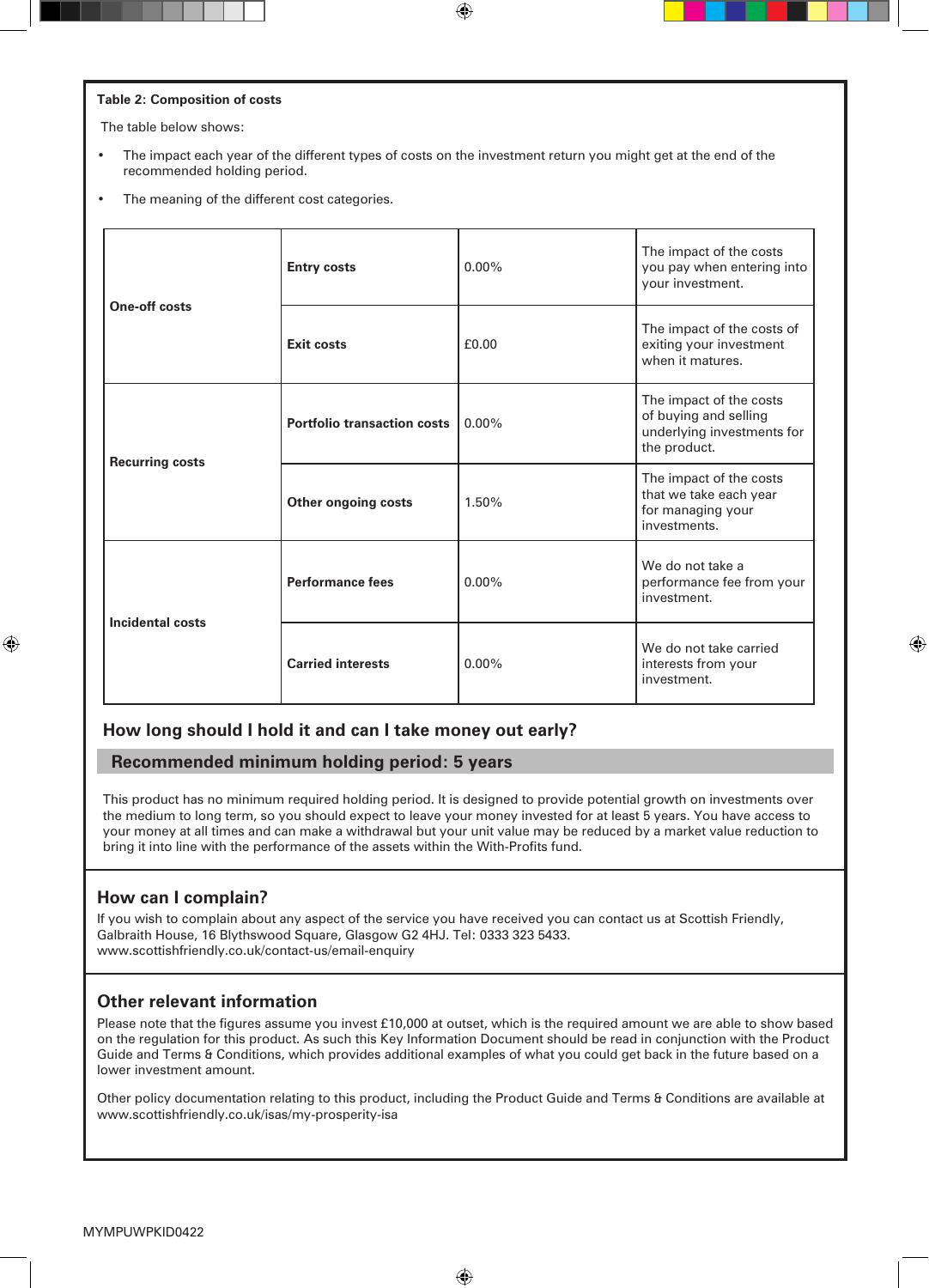**Table 2: Composition of costs**

The table below shows:

- The impact each year of the different types of costs on the investment return you might get at the end of the recommended holding period.
- The meaning of the different cost categories.

| | | | |
|---|---|---|---|
| **One-off costs** | **Entry costs** | 0.00% | The impact of the costs you pay when entering into your investment. |
| | **Exit costs** | £0.00 | The impact of the costs of exiting your investment when it matures. |
| **Recurring costs** | **Portfolio transaction costs** | 0.00% | The impact of the costs of buying and selling underlying investments for the product. |
| | **Other ongoing costs** | 1.50% | The impact of the costs that we take each year for managing your investments. |
| **Incidental costs** | **Performance fees** | 0.00% | We do not take a performance fee from your investment. |
| | **Carried interests** | 0.00% | We do not take carried interests from your investment. |

## How long should I hold it and can I take money out early?

### Recommended minimum holding period: 5 years

This product has no minimum required holding period. It is designed to provide potential growth on investments over the medium to long term, so you should expect to leave your money invested for at least 5 years. You have access to your money at all times and can make a withdrawal but your unit value may be reduced by a market value reduction to bring it into line with the performance of the assets within the With-Profits fund.

## How can I complain?

If you wish to complain about any aspect of the service you have received you can contact us at Scottish Friendly, Galbraith House, 16 Blythswood Square, Glasgow G2 4HJ. Tel: 0333 323 5433.
www.scottishfriendly.co.uk/contact-us/email-enquiry

## Other relevant information

Please note that the figures assume you invest £10,000 at outset, which is the required amount we are able to show based on the regulation for this product. As such this Key Information Document should be read in conjunction with the Product Guide and Terms & Conditions, which provides additional examples of what you could get back in the future based on a lower investment amount.

Other policy documentation relating to this product, including the Product Guide and Terms & Conditions are available at www.scottishfriendly.co.uk/isas/my-prosperity-isa

MYMPUWPKID0422